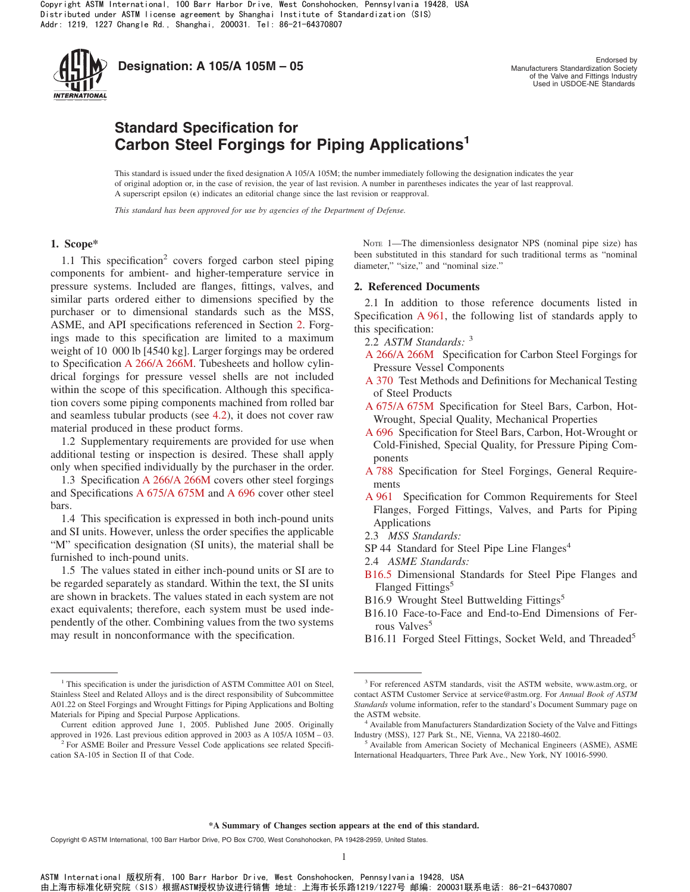Designation: A 105/A 105M – 05

Endorsed by
Manufacturers Standardization Society
of the Valve and Fittings Industry
Used in USDOE-NE Standards

# Standard Specification for Carbon Steel Forgings for Piping Applications[1]

This standard is issued under the fixed designation A 105/A 105M; the number immediately following the designation indicates the year of original adoption or, in the case of revision, the year of last revision. A number in parentheses indicates the year of last reapproval. A superscript epsilon (ε) indicates an editorial change since the last revision or reapproval.

*This standard has been approved for use by agencies of the Department of Defense.*

## 1. Scope*

1.1 This specification[2] covers forged carbon steel piping components for ambient- and higher-temperature service in pressure systems. Included are flanges, fittings, valves, and similar parts ordered either to dimensions specified by the purchaser or to dimensional standards such as the MSS, ASME, and API specifications referenced in Section 2. Forgings made to this specification are limited to a maximum weight of 10 000 lb [4540 kg]. Larger forgings may be ordered to Specification A 266/A 266M. Tubesheets and hollow cylindrical forgings for pressure vessel shells are not included within the scope of this specification. Although this specification covers some piping components machined from rolled bar and seamless tubular products (see 4.2), it does not cover raw material produced in these product forms.

1.2 Supplementary requirements are provided for use when additional testing or inspection is desired. These shall apply only when specified individually by the purchaser in the order.

1.3 Specification A 266/A 266M covers other steel forgings and Specifications A 675/A 675M and A 696 cover other steel bars.

1.4 This specification is expressed in both inch-pound units and SI units. However, unless the order specifies the applicable "M" specification designation (SI units), the material shall be furnished to inch-pound units.

1.5 The values stated in either inch-pound units or SI are to be regarded separately as standard. Within the text, the SI units are shown in brackets. The values stated in each system are not exact equivalents; therefore, each system must be used independently of the other. Combining values from the two systems may result in nonconformance with the specification.

NOTE 1—The dimensionless designator NPS (nominal pipe size) has been substituted in this standard for such traditional terms as "nominal diameter," "size," and "nominal size."

## 2. Referenced Documents

2.1 In addition to those reference documents listed in Specification A 961, the following list of standards apply to this specification:

2.2 *ASTM Standards:* [3]

A 266/A 266M Specification for Carbon Steel Forgings for Pressure Vessel Components

A 370 Test Methods and Definitions for Mechanical Testing of Steel Products

A 675/A 675M Specification for Steel Bars, Carbon, Hot-Wrought, Special Quality, Mechanical Properties

A 696 Specification for Steel Bars, Carbon, Hot-Wrought or Cold-Finished, Special Quality, for Pressure Piping Components

A 788 Specification for Steel Forgings, General Requirements

A 961 Specification for Common Requirements for Steel Flanges, Forged Fittings, Valves, and Parts for Piping Applications

2.3 *MSS Standards:*

SP 44 Standard for Steel Pipe Line Flanges[4]

2.4 *ASME Standards:*

B16.5 Dimensional Standards for Steel Pipe Flanges and Flanged Fittings[5]

B16.9 Wrought Steel Buttwelding Fittings[5]

B16.10 Face-to-Face and End-to-End Dimensions of Ferrous Valves[5]

B16.11 Forged Steel Fittings, Socket Weld, and Threaded[5]

---

[1] This specification is under the jurisdiction of ASTM Committee A01 on Steel, Stainless Steel and Related Alloys and is the direct responsibility of Subcommittee A01.22 on Steel Forgings and Wrought Fittings for Piping Applications and Bolting Materials for Piping and Special Purpose Applications.

Current edition approved June 1, 2005. Published June 2005. Originally approved in 1926. Last previous edition approved in 2003 as A 105/A 105M – 03.

[2] For ASME Boiler and Pressure Vessel Code applications see related Specification SA-105 in Section II of that Code.

[3] For referenced ASTM standards, visit the ASTM website, www.astm.org, or contact ASTM Customer Service at service@astm.org. For *Annual Book of ASTM Standards* volume information, refer to the standard's Document Summary page on the ASTM website.

[4] Available from Manufacturers Standardization Society of the Valve and Fittings Industry (MSS), 127 Park St., NE, Vienna, VA 22180-4602.

[5] Available from American Society of Mechanical Engineers (ASME), ASME International Headquarters, Three Park Ave., New York, NY 10016-5990.

**\*A Summary of Changes section appears at the end of this standard.**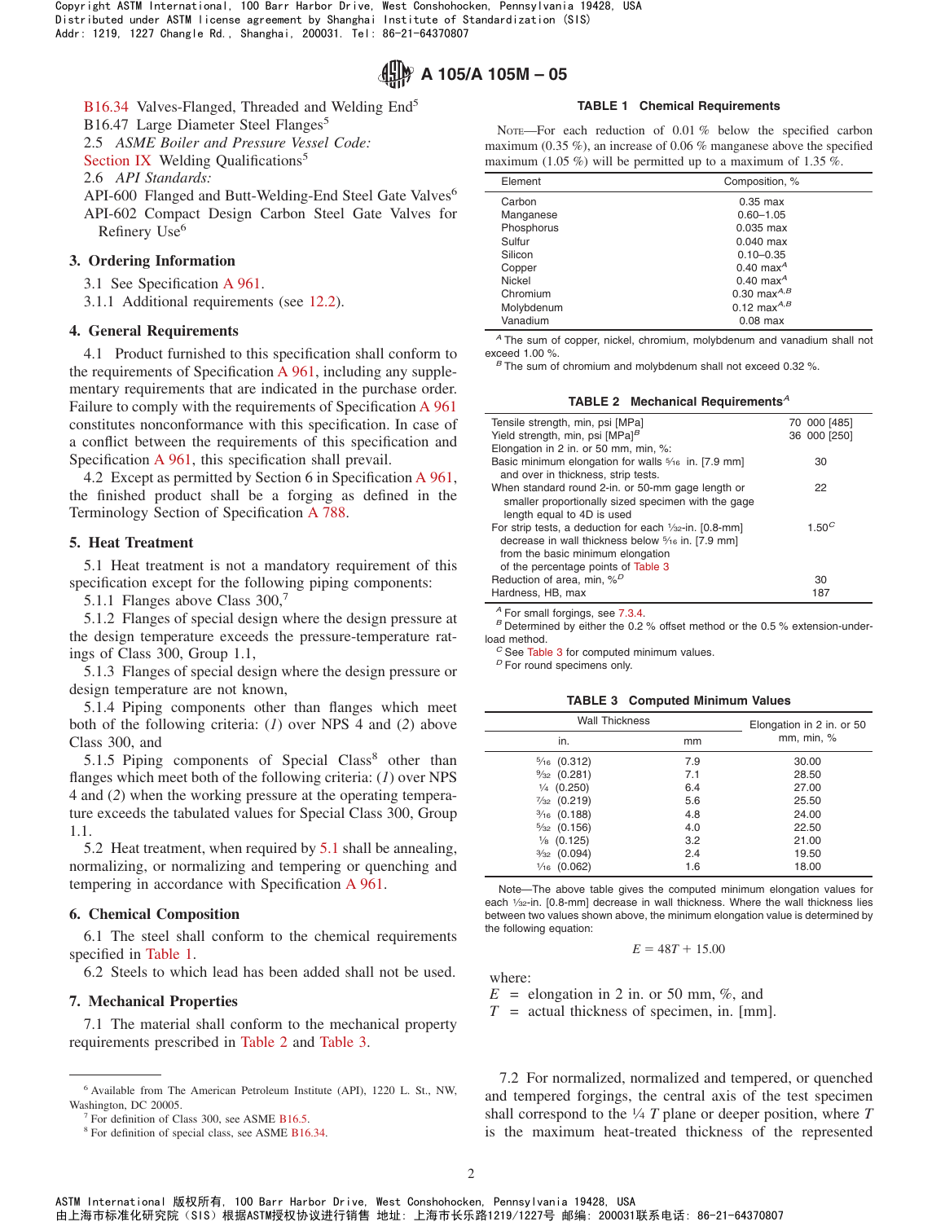B16.34 Valves-Flanged, Threaded and Welding End[5]

B16.47 Large Diameter Steel Flanges[5]

2.5 *ASME Boiler and Pressure Vessel Code:*

Section IX Welding Qualifications[5]

2.6 *API Standards:*

API-600 Flanged and Butt-Welding-End Steel Gate Valves[6]

API-602 Compact Design Carbon Steel Gate Valves for Refinery Use[6]

## 3. Ordering Information

3.1 See Specification A 961.

3.1.1 Additional requirements (see 12.2).

## 4. General Requirements

4.1 Product furnished to this specification shall conform to the requirements of Specification A 961, including any supplementary requirements that are indicated in the purchase order. Failure to comply with the requirements of Specification A 961 constitutes nonconformance with this specification. In case of a conflict between the requirements of this specification and Specification A 961, this specification shall prevail.

4.2 Except as permitted by Section 6 in Specification A 961, the finished product shall be a forging as defined in the Terminology Section of Specification A 788.

## 5. Heat Treatment

5.1 Heat treatment is not a mandatory requirement of this specification except for the following piping components:

5.1.1 Flanges above Class 300,[7]

5.1.2 Flanges of special design where the design pressure at the design temperature exceeds the pressure-temperature ratings of Class 300, Group 1.1,

5.1.3 Flanges of special design where the design pressure or design temperature are not known,

5.1.4 Piping components other than flanges which meet both of the following criteria: (*1*) over NPS 4 and (*2*) above Class 300, and

5.1.5 Piping components of Special Class[8] other than flanges which meet both of the following criteria: (*1*) over NPS 4 and (*2*) when the working pressure at the operating temperature exceeds the tabulated values for Special Class 300, Group 1.1.

5.2 Heat treatment, when required by 5.1 shall be annealing, normalizing, or normalizing and tempering or quenching and tempering in accordance with Specification A 961.

## 6. Chemical Composition

6.1 The steel shall conform to the chemical requirements specified in Table 1.

6.2 Steels to which lead has been added shall not be used.

## 7. Mechanical Properties

7.1 The material shall conform to the mechanical property requirements prescribed in Table 2 and Table 3.

**TABLE 1 Chemical Requirements**

NOTE—For each reduction of 0.01 % below the specified carbon maximum (0.35 %), an increase of 0.06 % manganese above the specified maximum (1.05 %) will be permitted up to a maximum of 1.35 %.

| Element | Composition, % |
|---|---|
| Carbon | 0.35 max |
| Manganese | 0.60–1.05 |
| Phosphorus | 0.035 max |
| Sulfur | 0.040 max |
| Silicon | 0.10–0.35 |
| Copper | 0.40 max[A] |
| Nickel | 0.40 max[A] |
| Chromium | 0.30 max[A,B] |
| Molybdenum | 0.12 max[A,B] |
| Vanadium | 0.08 max |

[A] The sum of copper, nickel, chromium, molybdenum and vanadium shall not exceed 1.00 %.

[B] The sum of chromium and molybdenum shall not exceed 0.32 %.

**TABLE 2 Mechanical Requirements[A]**

| | |
|---|---|
| Tensile strength, min, psi [MPa] | 70 000 [485] |
| Yield strength, min, psi [MPa][B] | 36 000 [250] |
| Elongation in 2 in. or 50 mm, min, %: | |
| Basic minimum elongation for walls 5⁄16 in. [7.9 mm] and over in thickness, strip tests. | 30 |
| When standard round 2-in. or 50-mm gage length or smaller proportionally sized specimen with the gage length equal to 4D is used | 22 |
| For strip tests, a deduction for each 1⁄32-in. [0.8-mm] decrease in wall thickness below 5⁄16 in. [7.9 mm] from the basic minimum elongation of the percentage points of Table 3 | 1.50[C] |
| Reduction of area, min, %[D] | 30 |
| Hardness, HB, max | 187 |

[A] For small forgings, see 7.3.4.

[B] Determined by either the 0.2 % offset method or the 0.5 % extension-under-load method.

[C] See Table 3 for computed minimum values.

[D] For round specimens only.

**TABLE 3 Computed Minimum Values**

| Wall Thickness | | Elongation in 2 in. or 50 mm, min, % |
|---|---|---|
| in. | mm | |
| 5⁄16 (0.312) | 7.9 | 30.00 |
| 9⁄32 (0.281) | 7.1 | 28.50 |
| 1⁄4 (0.250) | 6.4 | 27.00 |
| 7⁄32 (0.219) | 5.6 | 25.50 |
| 3⁄16 (0.188) | 4.8 | 24.00 |
| 5⁄32 (0.156) | 4.0 | 22.50 |
| 1⁄8 (0.125) | 3.2 | 21.00 |
| 3⁄32 (0.094) | 2.4 | 19.50 |
| 1⁄16 (0.062) | 1.6 | 18.00 |

Note—The above table gives the computed minimum elongation values for each 1⁄32-in. [0.8-mm] decrease in wall thickness. Where the wall thickness lies between two values shown above, the minimum elongation value is determined by the following equation:

$$E = 48T + 15.00$$

where:

$E$ = elongation in 2 in. or 50 mm, %, and

$T$ = actual thickness of specimen, in. [mm].

7.2 For normalized, normalized and tempered, or quenched and tempered forgings, the central axis of the test specimen shall correspond to the 1⁄4 $T$ plane or deeper position, where $T$ is the maximum heat-treated thickness of the represented

---

[6] Available from The American Petroleum Institute (API), 1220 L. St., NW, Washington, DC 20005.

[7] For definition of Class 300, see ASME B16.5.

[8] For definition of special class, see ASME B16.34.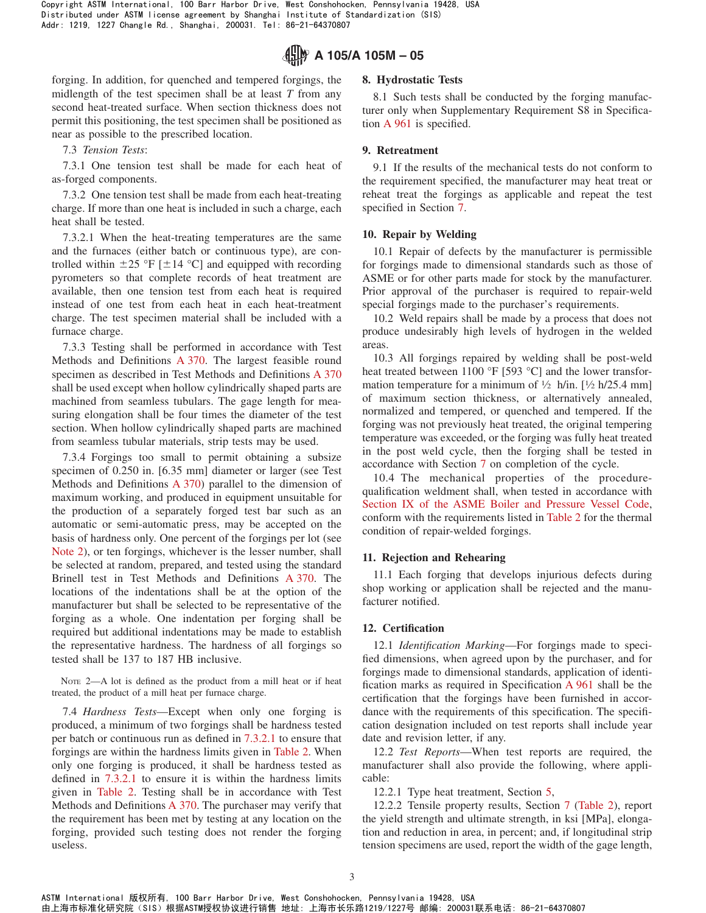forging. In addition, for quenched and tempered forgings, the midlength of the test specimen shall be at least *T* from any second heat-treated surface. When section thickness does not permit this positioning, the test specimen shall be positioned as near as possible to the prescribed location.

7.3 *Tension Tests*:

7.3.1 One tension test shall be made for each heat of as-forged components.

7.3.2 One tension test shall be made from each heat-treating charge. If more than one heat is included in such a charge, each heat shall be tested.

7.3.2.1 When the heat-treating temperatures are the same and the furnaces (either batch or continuous type), are controlled within ±25 °F [±14 °C] and equipped with recording pyrometers so that complete records of heat treatment are available, then one tension test from each heat is required instead of one test from each heat in each heat-treatment charge. The test specimen material shall be included with a furnace charge.

7.3.3 Testing shall be performed in accordance with Test Methods and Definitions A 370. The largest feasible round specimen as described in Test Methods and Definitions A 370 shall be used except when hollow cylindrically shaped parts are machined from seamless tubulars. The gage length for measuring elongation shall be four times the diameter of the test section. When hollow cylindrically shaped parts are machined from seamless tubular materials, strip tests may be used.

7.3.4 Forgings too small to permit obtaining a subsize specimen of 0.250 in. [6.35 mm] diameter or larger (see Test Methods and Definitions A 370) parallel to the dimension of maximum working, and produced in equipment unsuitable for the production of a separately forged test bar such as an automatic or semi-automatic press, may be accepted on the basis of hardness only. One percent of the forgings per lot (see Note 2), or ten forgings, whichever is the lesser number, shall be selected at random, prepared, and tested using the standard Brinell test in Test Methods and Definitions A 370. The locations of the indentations shall be at the option of the manufacturer but shall be selected to be representative of the forging as a whole. One indentation per forging shall be required but additional indentations may be made to establish the representative hardness. The hardness of all forgings so tested shall be 137 to 187 HB inclusive.

NOTE 2—A lot is defined as the product from a mill heat or if heat treated, the product of a mill heat per furnace charge.

7.4 *Hardness Tests*—Except when only one forging is produced, a minimum of two forgings shall be hardness tested per batch or continuous run as defined in 7.3.2.1 to ensure that forgings are within the hardness limits given in Table 2. When only one forging is produced, it shall be hardness tested as defined in 7.3.2.1 to ensure it is within the hardness limits given in Table 2. Testing shall be in accordance with Test Methods and Definitions A 370. The purchaser may verify that the requirement has been met by testing at any location on the forging, provided such testing does not render the forging useless.

## 8. Hydrostatic Tests

8.1 Such tests shall be conducted by the forging manufacturer only when Supplementary Requirement S8 in Specification A 961 is specified.

## 9. Retreatment

9.1 If the results of the mechanical tests do not conform to the requirement specified, the manufacturer may heat treat or reheat treat the forgings as applicable and repeat the test specified in Section 7.

## 10. Repair by Welding

10.1 Repair of defects by the manufacturer is permissible for forgings made to dimensional standards such as those of ASME or for other parts made for stock by the manufacturer. Prior approval of the purchaser is required to repair-weld special forgings made to the purchaser's requirements.

10.2 Weld repairs shall be made by a process that does not produce undesirably high levels of hydrogen in the welded areas.

10.3 All forgings repaired by welding shall be post-weld heat treated between 1100 °F [593 °C] and the lower transformation temperature for a minimum of ½ h/in. [½ h/25.4 mm] of maximum section thickness, or alternatively annealed, normalized and tempered, or quenched and tempered. If the forging was not previously heat treated, the original tempering temperature was exceeded, or the forging was fully heat treated in the post weld cycle, then the forging shall be tested in accordance with Section 7 on completion of the cycle.

10.4 The mechanical properties of the procedure-qualification weldment shall, when tested in accordance with Section IX of the ASME Boiler and Pressure Vessel Code, conform with the requirements listed in Table 2 for the thermal condition of repair-welded forgings.

## 11. Rejection and Rehearing

11.1 Each forging that develops injurious defects during shop working or application shall be rejected and the manufacturer notified.

## 12. Certification

12.1 *Identification Marking*—For forgings made to specified dimensions, when agreed upon by the purchaser, and for forgings made to dimensional standards, application of identification marks as required in Specification A 961 shall be the certification that the forgings have been furnished in accordance with the requirements of this specification. The specification designation included on test reports shall include year date and revision letter, if any.

12.2 *Test Reports*—When test reports are required, the manufacturer shall also provide the following, where applicable:

12.2.1 Type heat treatment, Section 5,

12.2.2 Tensile property results, Section 7 (Table 2), report the yield strength and ultimate strength, in ksi [MPa], elongation and reduction in area, in percent; and, if longitudinal strip tension specimens are used, report the width of the gage length,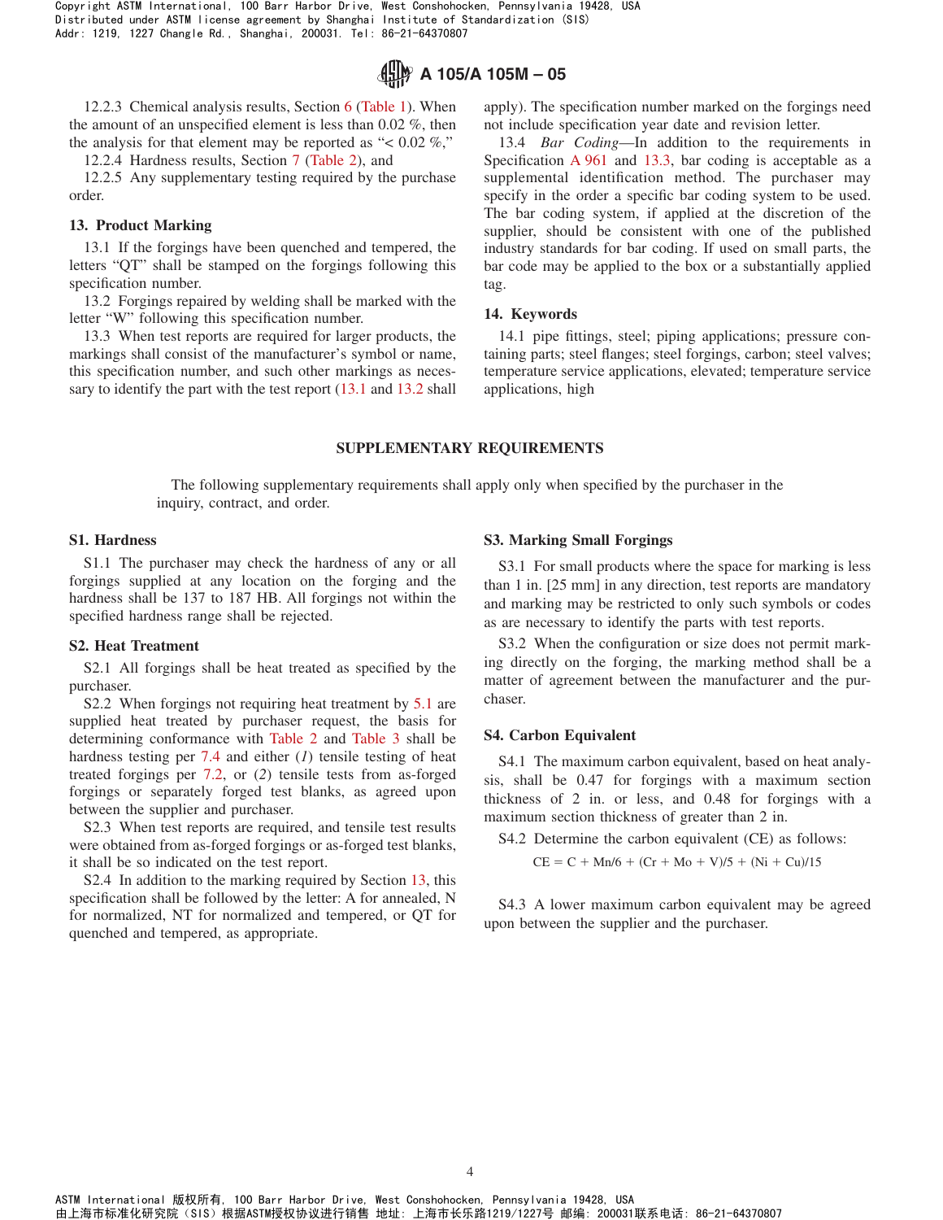12.2.3 Chemical analysis results, Section 6 (Table 1). When the amount of an unspecified element is less than 0.02 %, then the analysis for that element may be reported as "< 0.02 %,"

12.2.4 Hardness results, Section 7 (Table 2), and

12.2.5 Any supplementary testing required by the purchase order.

## 13. Product Marking

13.1 If the forgings have been quenched and tempered, the letters "QT" shall be stamped on the forgings following this specification number.

13.2 Forgings repaired by welding shall be marked with the letter "W" following this specification number.

13.3 When test reports are required for larger products, the markings shall consist of the manufacturer's symbol or name, this specification number, and such other markings as necessary to identify the part with the test report (13.1 and 13.2 shall apply). The specification number marked on the forgings need not include specification year date and revision letter.

13.4 *Bar Coding*—In addition to the requirements in Specification A 961 and 13.3, bar coding is acceptable as a supplemental identification method. The purchaser may specify in the order a specific bar coding system to be used. The bar coding system, if applied at the discretion of the supplier, should be consistent with one of the published industry standards for bar coding. If used on small parts, the bar code may be applied to the box or a substantially applied tag.

## 14. Keywords

14.1 pipe fittings, steel; piping applications; pressure containing parts; steel flanges; steel forgings, carbon; steel valves; temperature service applications, elevated; temperature service applications, high

# SUPPLEMENTARY REQUIREMENTS

The following supplementary requirements shall apply only when specified by the purchaser in the inquiry, contract, and order.

## S1. Hardness

S1.1 The purchaser may check the hardness of any or all forgings supplied at any location on the forging and the hardness shall be 137 to 187 HB. All forgings not within the specified hardness range shall be rejected.

## S2. Heat Treatment

S2.1 All forgings shall be heat treated as specified by the purchaser.

S2.2 When forgings not requiring heat treatment by 5.1 are supplied heat treated by purchaser request, the basis for determining conformance with Table 2 and Table 3 shall be hardness testing per 7.4 and either (*1*) tensile testing of heat treated forgings per 7.2, or (*2*) tensile tests from as-forged forgings or separately forged test blanks, as agreed upon between the supplier and purchaser.

S2.3 When test reports are required, and tensile test results were obtained from as-forged forgings or as-forged test blanks, it shall be so indicated on the test report.

S2.4 In addition to the marking required by Section 13, this specification shall be followed by the letter: A for annealed, N for normalized, NT for normalized and tempered, or QT for quenched and tempered, as appropriate.

## S3. Marking Small Forgings

S3.1 For small products where the space for marking is less than 1 in. [25 mm] in any direction, test reports are mandatory and marking may be restricted to only such symbols or codes as are necessary to identify the parts with test reports.

S3.2 When the configuration or size does not permit marking directly on the forging, the marking method shall be a matter of agreement between the manufacturer and the purchaser.

## S4. Carbon Equivalent

S4.1 The maximum carbon equivalent, based on heat analysis, shall be 0.47 for forgings with a maximum section thickness of 2 in. or less, and 0.48 for forgings with a maximum section thickness of greater than 2 in.

S4.2 Determine the carbon equivalent (CE) as follows:

$$CE = C + Mn/6 + (Cr + Mo + V)/5 + (Ni + Cu)/15$$

S4.3 A lower maximum carbon equivalent may be agreed upon between the supplier and the purchaser.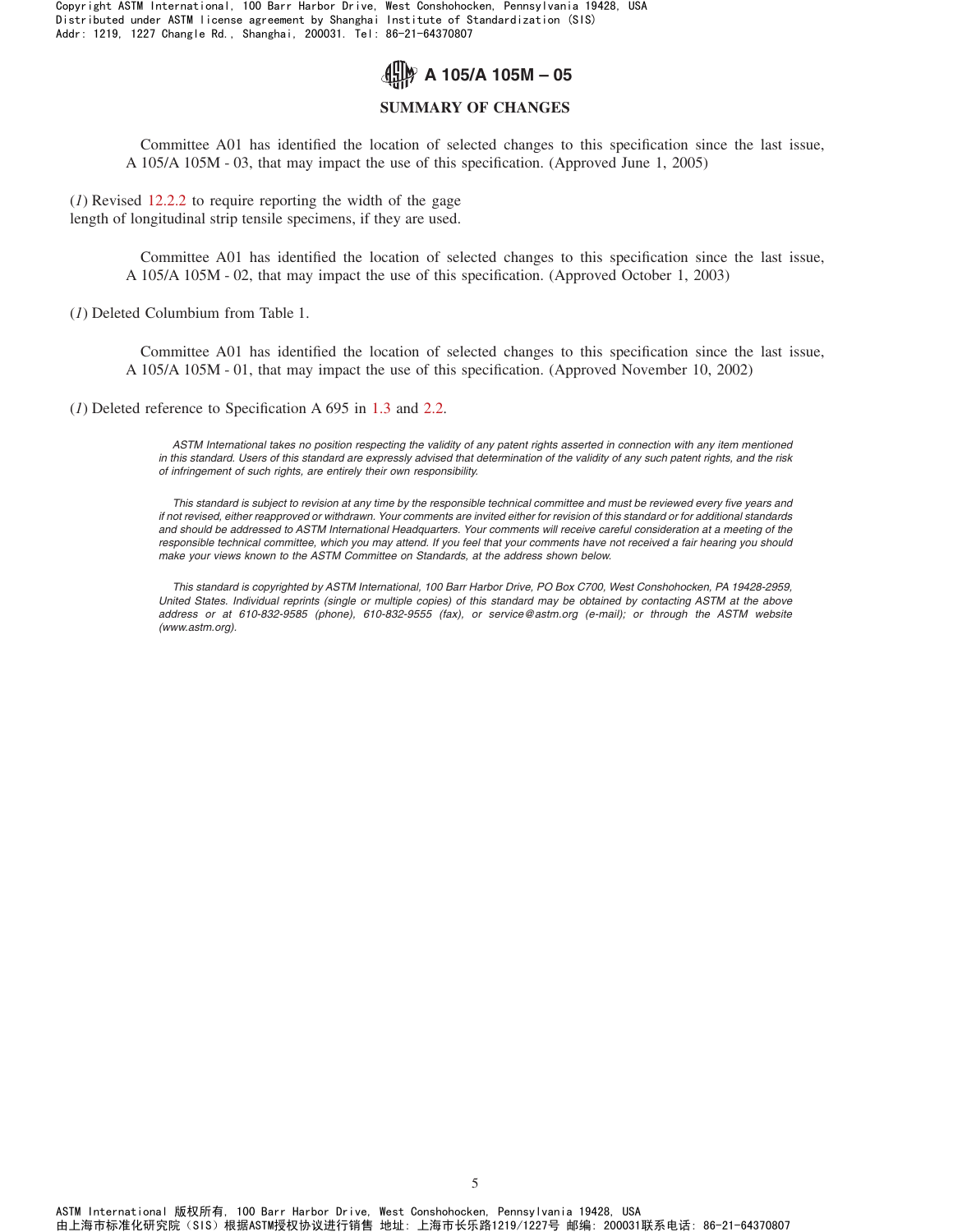## SUMMARY OF CHANGES

Committee A01 has identified the location of selected changes to this specification since the last issue, A 105/A 105M - 03, that may impact the use of this specification. (Approved June 1, 2005)

(*1*) Revised 12.2.2 to require reporting the width of the gage length of longitudinal strip tensile specimens, if they are used.

Committee A01 has identified the location of selected changes to this specification since the last issue, A 105/A 105M - 02, that may impact the use of this specification. (Approved October 1, 2003)

(*1*) Deleted Columbium from Table 1.

Committee A01 has identified the location of selected changes to this specification since the last issue, A 105/A 105M - 01, that may impact the use of this specification. (Approved November 10, 2002)

(*1*) Deleted reference to Specification A 695 in 1.3 and 2.2.

*ASTM International takes no position respecting the validity of any patent rights asserted in connection with any item mentioned in this standard. Users of this standard are expressly advised that determination of the validity of any such patent rights, and the risk of infringement of such rights, are entirely their own responsibility.*

*This standard is subject to revision at any time by the responsible technical committee and must be reviewed every five years and if not revised, either reapproved or withdrawn. Your comments are invited either for revision of this standard or for additional standards and should be addressed to ASTM International Headquarters. Your comments will receive careful consideration at a meeting of the responsible technical committee, which you may attend. If you feel that your comments have not received a fair hearing you should make your views known to the ASTM Committee on Standards, at the address shown below.*

*This standard is copyrighted by ASTM International, 100 Barr Harbor Drive, PO Box C700, West Conshohocken, PA 19428-2959, United States. Individual reprints (single or multiple copies) of this standard may be obtained by contacting ASTM at the above address or at 610-832-9585 (phone), 610-832-9555 (fax), or service@astm.org (e-mail); or through the ASTM website (www.astm.org).*